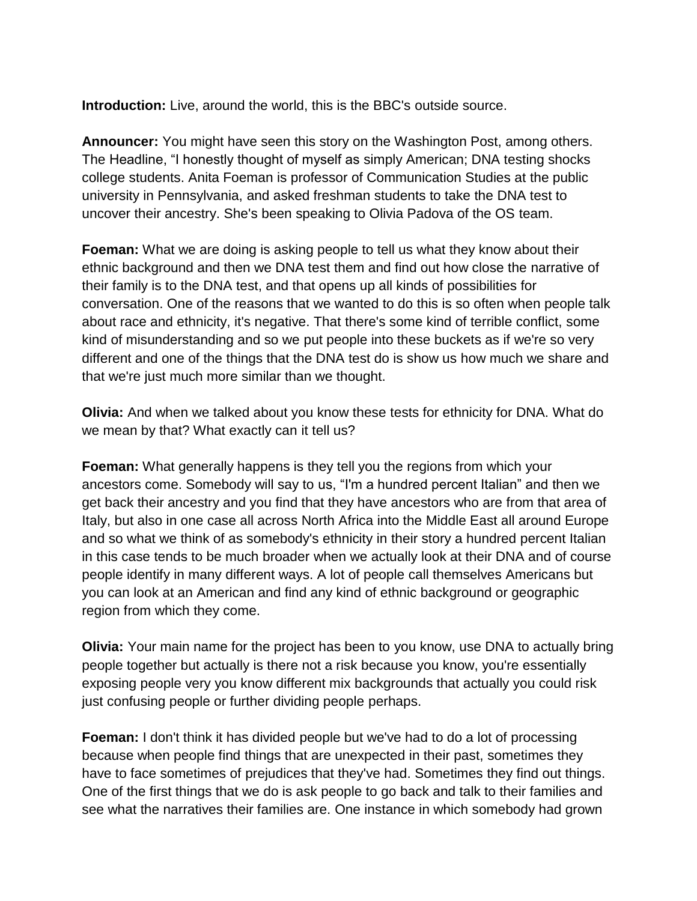**Introduction:** Live, around the world, this is the BBC's outside source.

**Announcer:** You might have seen this story on the Washington Post, among others. The Headline, "I honestly thought of myself as simply American; DNA testing shocks college students. Anita Foeman is professor of Communication Studies at the public university in Pennsylvania, and asked freshman students to take the DNA test to uncover their ancestry. She's been speaking to Olivia Padova of the OS team.

**Foeman:** What we are doing is asking people to tell us what they know about their ethnic background and then we DNA test them and find out how close the narrative of their family is to the DNA test, and that opens up all kinds of possibilities for conversation. One of the reasons that we wanted to do this is so often when people talk about race and ethnicity, it's negative. That there's some kind of terrible conflict, some kind of misunderstanding and so we put people into these buckets as if we're so very different and one of the things that the DNA test do is show us how much we share and that we're just much more similar than we thought.

**Olivia:** And when we talked about you know these tests for ethnicity for DNA. What do we mean by that? What exactly can it tell us?

**Foeman:** What generally happens is they tell you the regions from which your ancestors come. Somebody will say to us, "I'm a hundred percent Italian" and then we get back their ancestry and you find that they have ancestors who are from that area of Italy, but also in one case all across North Africa into the Middle East all around Europe and so what we think of as somebody's ethnicity in their story a hundred percent Italian in this case tends to be much broader when we actually look at their DNA and of course people identify in many different ways. A lot of people call themselves Americans but you can look at an American and find any kind of ethnic background or geographic region from which they come.

**Olivia:** Your main name for the project has been to you know, use DNA to actually bring people together but actually is there not a risk because you know, you're essentially exposing people very you know different mix backgrounds that actually you could risk just confusing people or further dividing people perhaps.

**Foeman:** I don't think it has divided people but we've had to do a lot of processing because when people find things that are unexpected in their past, sometimes they have to face sometimes of prejudices that they've had. Sometimes they find out things. One of the first things that we do is ask people to go back and talk to their families and see what the narratives their families are. One instance in which somebody had grown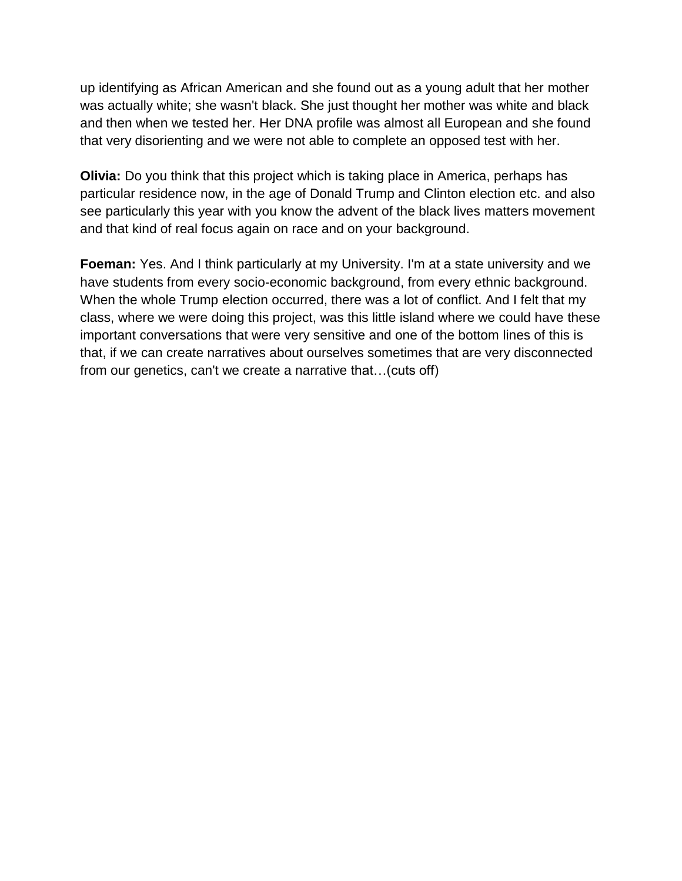up identifying as African American and she found out as a young adult that her mother was actually white; she wasn't black. She just thought her mother was white and black and then when we tested her. Her DNA profile was almost all European and she found that very disorienting and we were not able to complete an opposed test with her.

**Olivia:** Do you think that this project which is taking place in America, perhaps has particular residence now, in the age of Donald Trump and Clinton election etc. and also see particularly this year with you know the advent of the black lives matters movement and that kind of real focus again on race and on your background.

**Foeman:** Yes. And I think particularly at my University. I'm at a state university and we have students from every socio-economic background, from every ethnic background. When the whole Trump election occurred, there was a lot of conflict. And I felt that my class, where we were doing this project, was this little island where we could have these important conversations that were very sensitive and one of the bottom lines of this is that, if we can create narratives about ourselves sometimes that are very disconnected from our genetics, can't we create a narrative that…(cuts off)